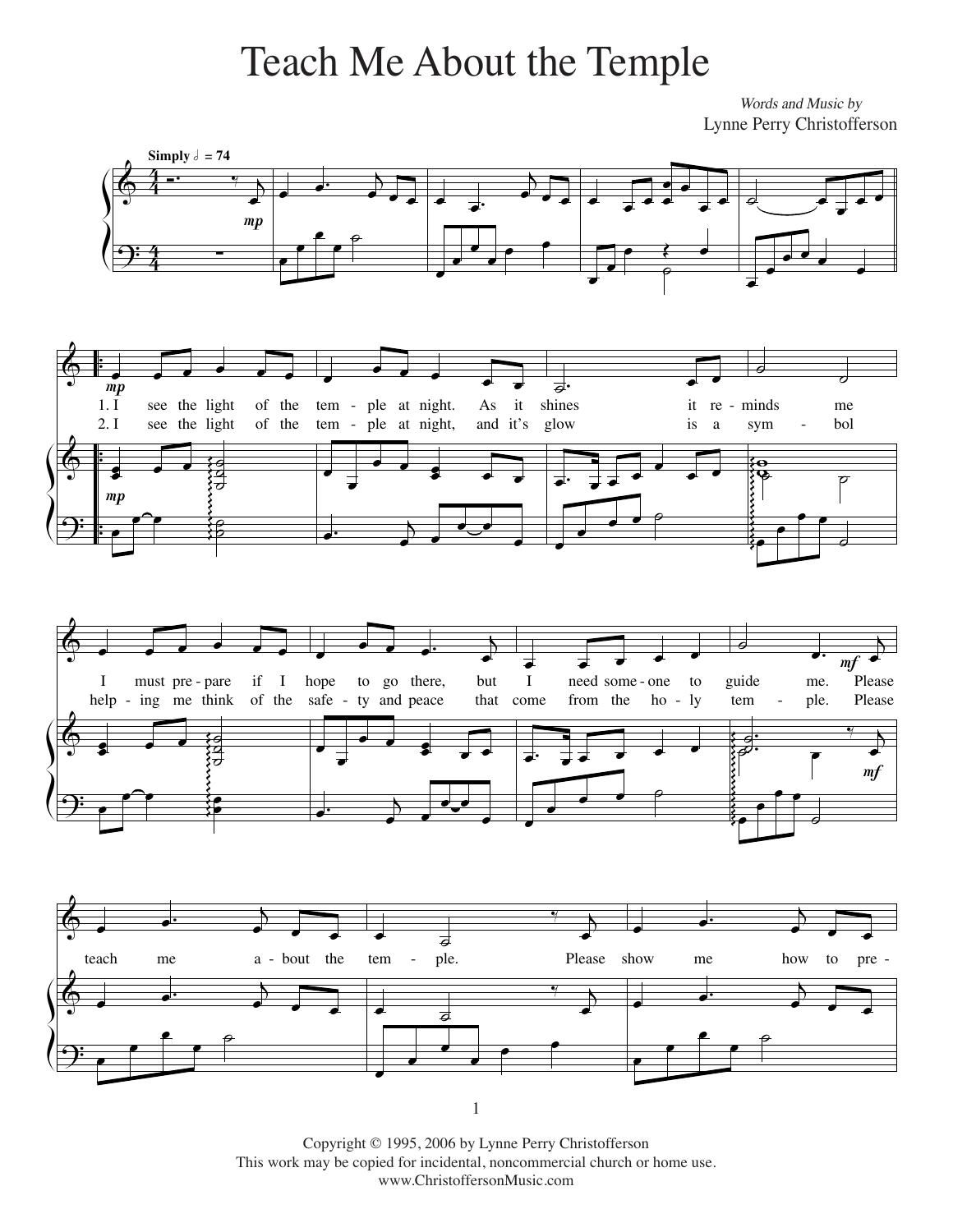# Teach Me About the Temple

*Words and Music by*
Lynne Perry Christofferson

**Simply** 𝅗𝅥 = 74

1. I see the light of the tem-ple at night. As it shines it re-minds me
I must pre-pare if I hope to go there, but I need some-one to guide me. Please

2. I see the light of the tem-ple at night, and it's glow is a sym-bol
help-ing me think of the safe-ty and peace that come from the ho-ly tem-ple. Please

teach me a-bout the tem-ple. Please show me how to pre-

Copyright © 1995, 2006 by Lynne Perry Christofferson
This work may be copied for incidental, noncommercial church or home use.
www.ChristoffersonMusic.com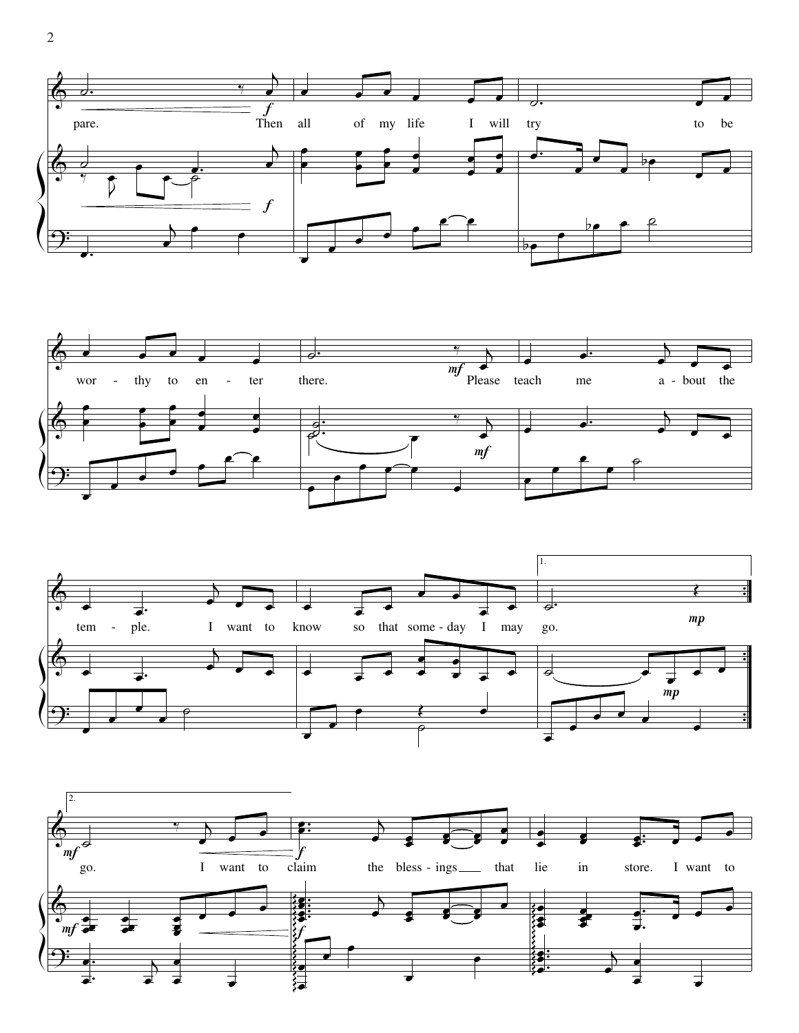pare. Then all of my life I will try to be

wor - thy to en - ter there. Please teach me a - bout the

tem - ple. I want to know so that some - day I may go.

go. I want to claim the bless - ings that lie in store. I want to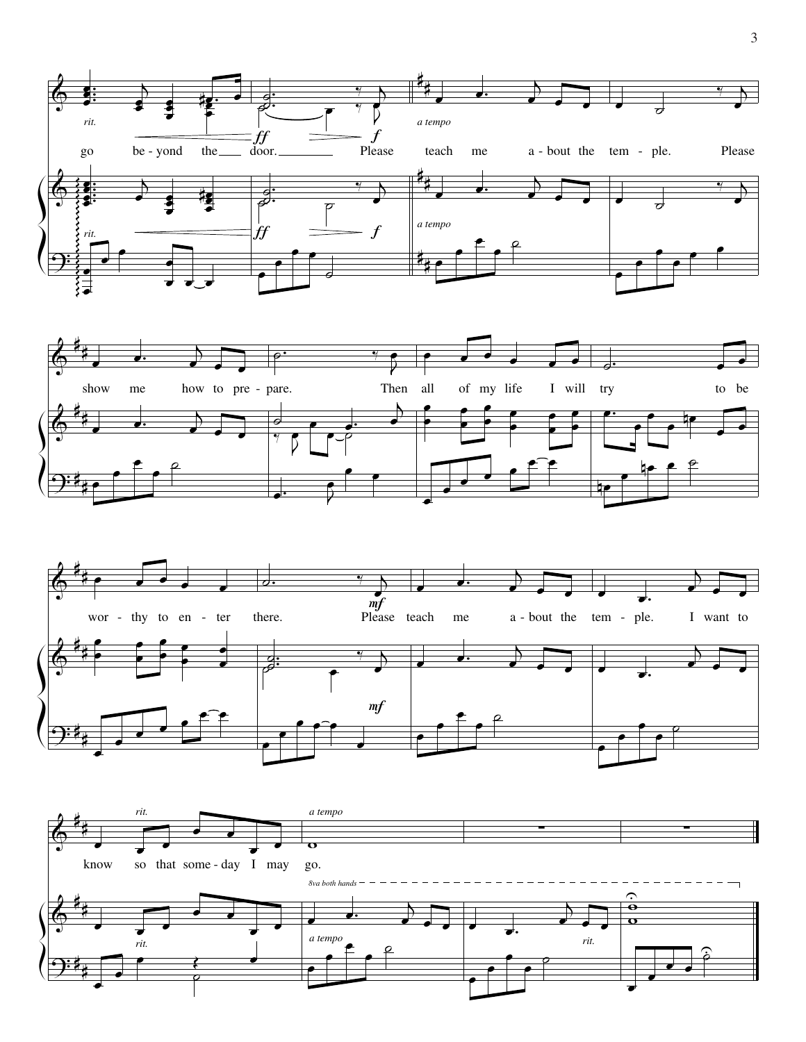go be - yond the door. Please teach me a - bout the tem - ple. Please

show me how to pre - pare. Then all of my life I will try to be

wor - thy to en - ter there. Please teach me a - bout the tem - ple. I want to

know so that some - day I may go.

*rit.* *a tempo* *ff* *f* *mf* *8va both hands*